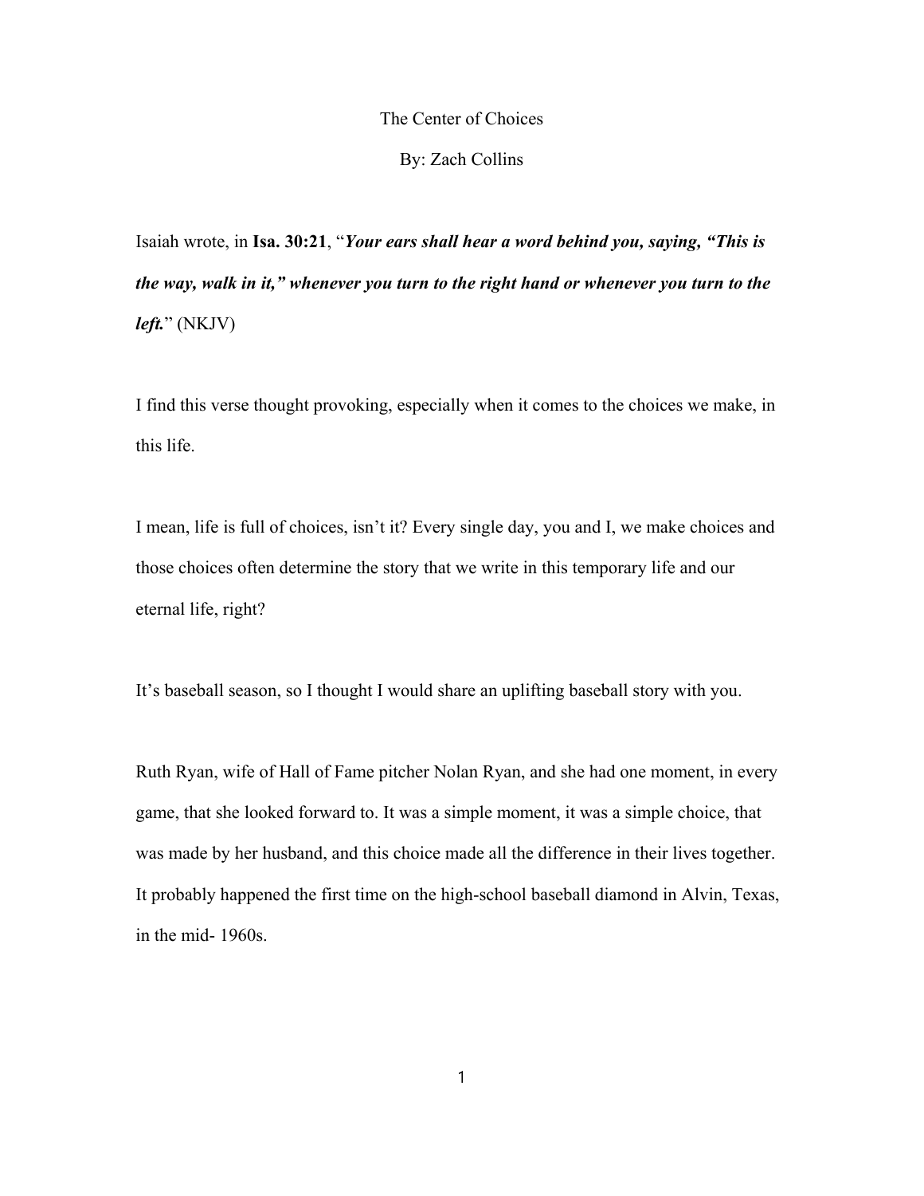# The Center of Choices

By: Zach Collins

Isaiah wrote, in **Isa. 30:21**, "***Your ears shall hear a word behind you, saying, "This is the way, walk in it," whenever you turn to the right hand or whenever you turn to the left.***" (NKJV)

I find this verse thought provoking, especially when it comes to the choices we make, in this life.

I mean, life is full of choices, isn't it? Every single day, you and I, we make choices and those choices often determine the story that we write in this temporary life and our eternal life, right?

It's baseball season, so I thought I would share an uplifting baseball story with you.

Ruth Ryan, wife of Hall of Fame pitcher Nolan Ryan, and she had one moment, in every game, that she looked forward to. It was a simple moment, it was a simple choice, that was made by her husband, and this choice made all the difference in their lives together. It probably happened the first time on the high-school baseball diamond in Alvin, Texas, in the mid- 1960s.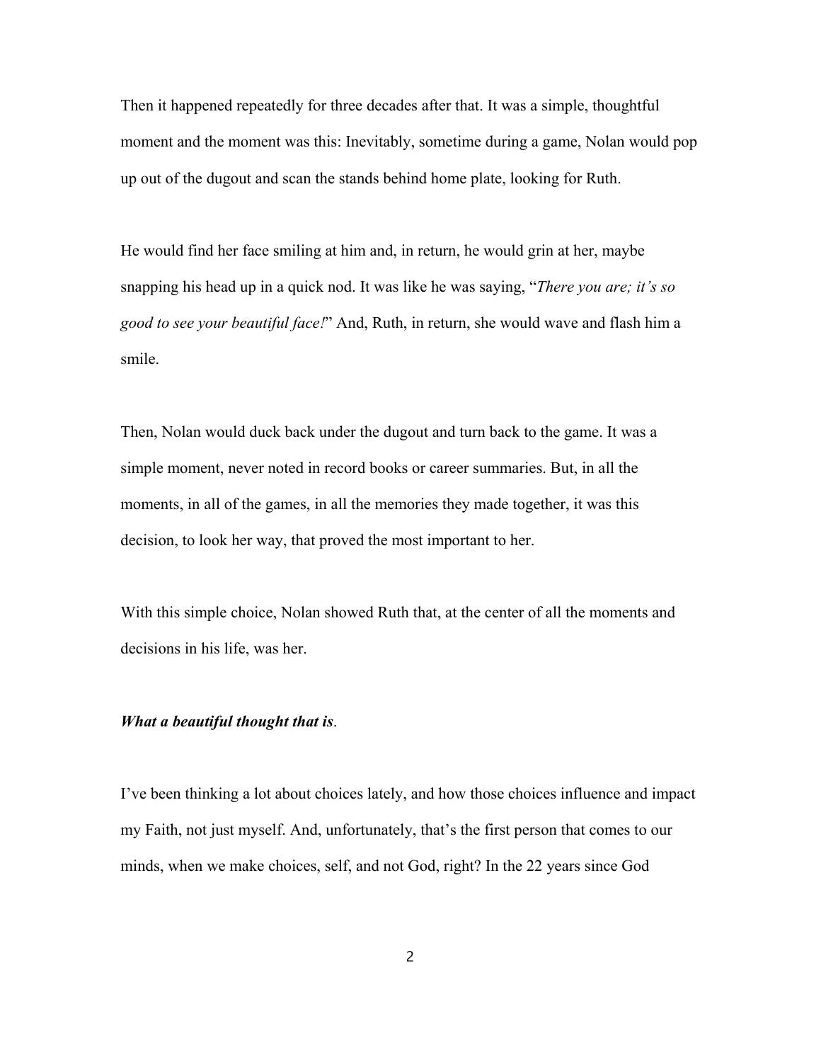Then it happened repeatedly for three decades after that. It was a simple, thoughtful moment and the moment was this: Inevitably, sometime during a game, Nolan would pop up out of the dugout and scan the stands behind home plate, looking for Ruth.

He would find her face smiling at him and, in return, he would grin at her, maybe snapping his head up in a quick nod. It was like he was saying, "*There you are; it's so good to see your beautiful face!*" And, Ruth, in return, she would wave and flash him a smile.

Then, Nolan would duck back under the dugout and turn back to the game. It was a simple moment, never noted in record books or career summaries. But, in all the moments, in all of the games, in all the memories they made together, it was this decision, to look her way, that proved the most important to her.

With this simple choice, Nolan showed Ruth that, at the center of all the moments and decisions in his life, was her.

***What a beautiful thought that is*.**

I've been thinking a lot about choices lately, and how those choices influence and impact my Faith, not just myself. And, unfortunately, that's the first person that comes to our minds, when we make choices, self, and not God, right? In the 22 years since God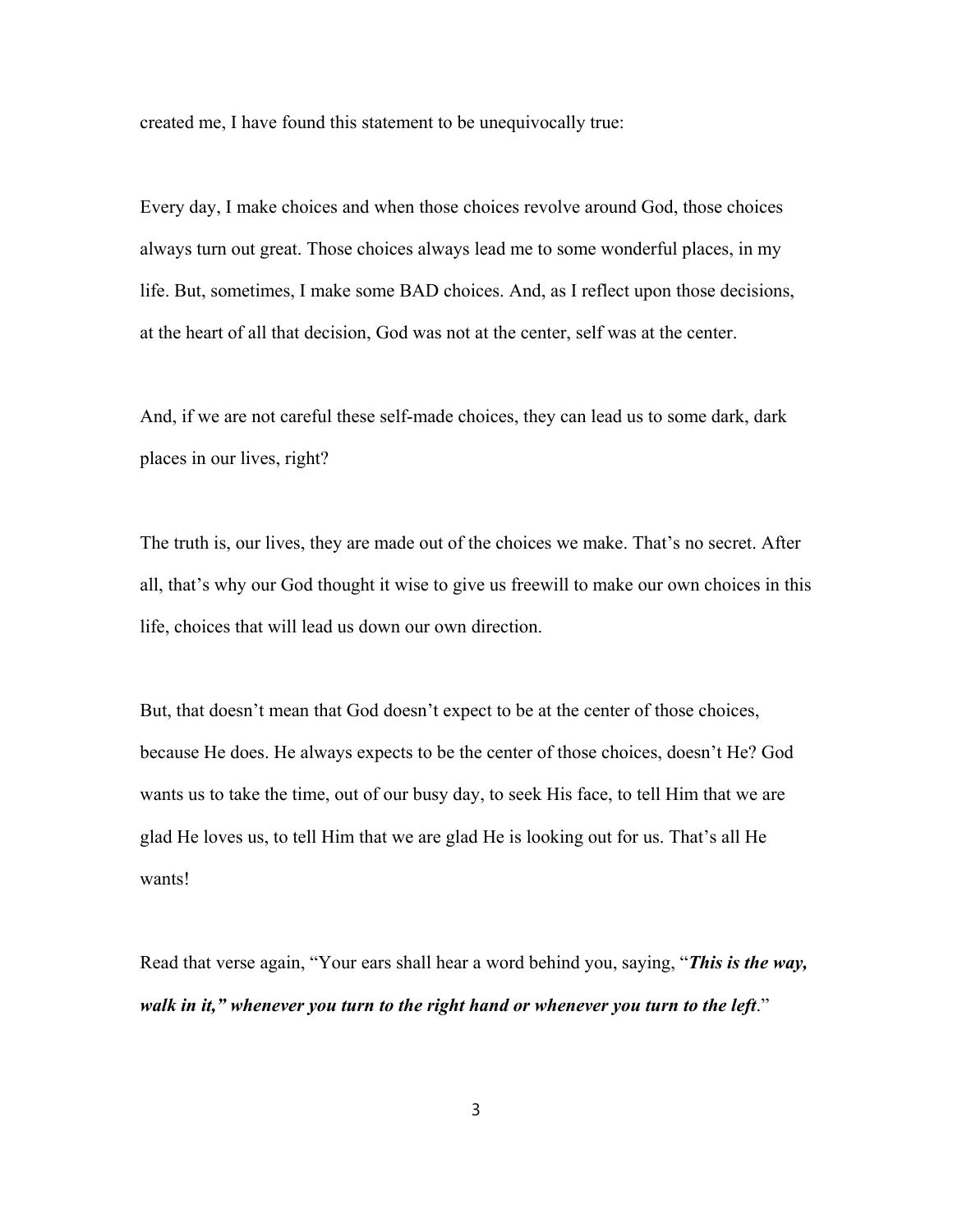created me, I have found this statement to be unequivocally true:

Every day, I make choices and when those choices revolve around God, those choices always turn out great. Those choices always lead me to some wonderful places, in my life. But, sometimes, I make some BAD choices. And, as I reflect upon those decisions, at the heart of all that decision, God was not at the center, self was at the center.

And, if we are not careful these self-made choices, they can lead us to some dark, dark places in our lives, right?

The truth is, our lives, they are made out of the choices we make. That's no secret. After all, that's why our God thought it wise to give us freewill to make our own choices in this life, choices that will lead us down our own direction.

But, that doesn't mean that God doesn't expect to be at the center of those choices, because He does. He always expects to be the center of those choices, doesn't He? God wants us to take the time, out of our busy day, to seek His face, to tell Him that we are glad He loves us, to tell Him that we are glad He is looking out for us. That's all He wants!

Read that verse again, "Your ears shall hear a word behind you, saying, "***This is the way, walk in it," whenever you turn to the right hand or whenever you turn to the left***."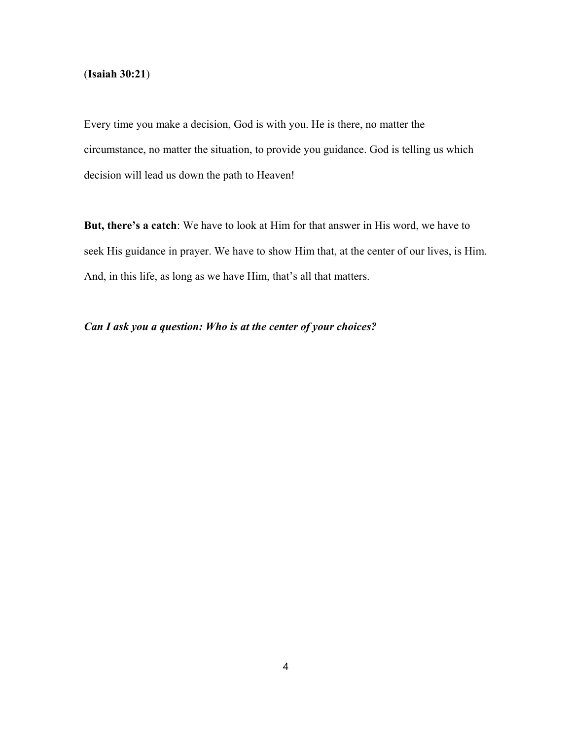(**Isaiah 30:21**)

Every time you make a decision, God is with you. He is there, no matter the circumstance, no matter the situation, to provide you guidance. God is telling us which decision will lead us down the path to Heaven!

**But, there's a catch**: We have to look at Him for that answer in His word, we have to seek His guidance in prayer. We have to show Him that, at the center of our lives, is Him. And, in this life, as long as we have Him, that's all that matters.

***Can I ask you a question: Who is at the center of your choices?***